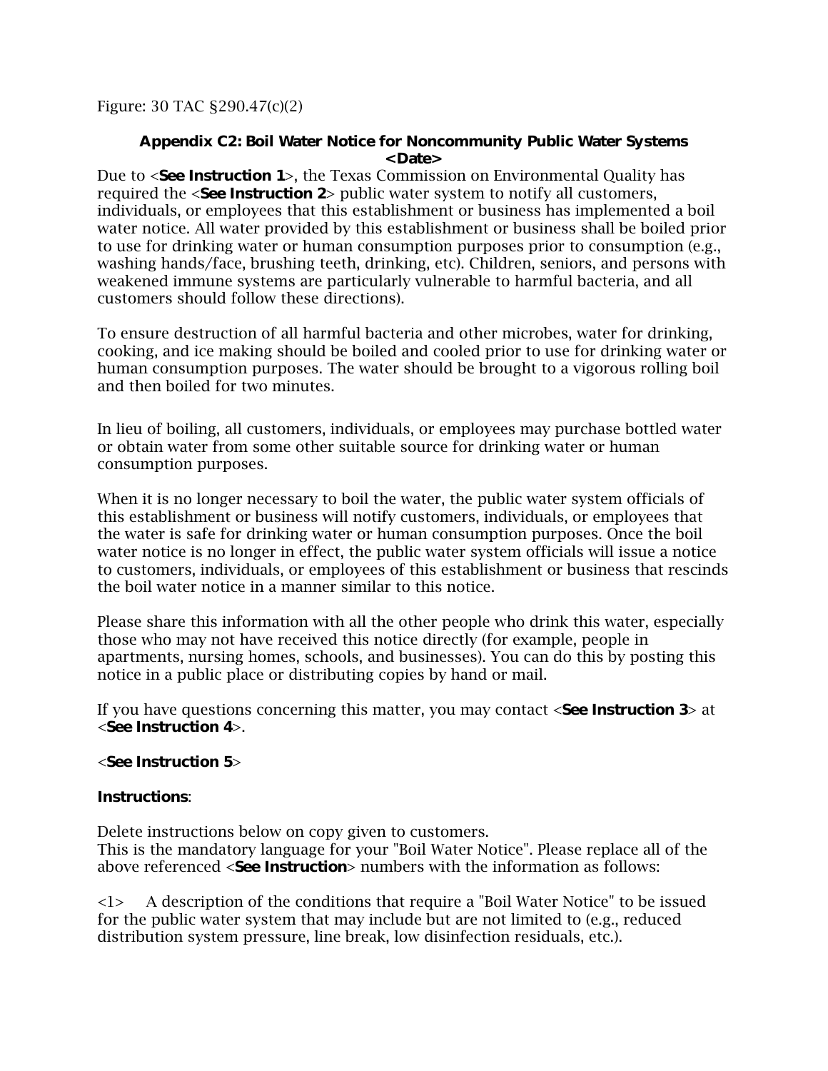Figure: 30 TAC §290.47(c)(2)

**Appendix C2: Boil Water Notice for Noncommunity Public Water Systems**
**<Date>**

Due to <**See Instruction 1**>, the Texas Commission on Environmental Quality has required the <**See Instruction 2**> public water system to notify all customers, individuals, or employees that this establishment or business has implemented a boil water notice. All water provided by this establishment or business shall be boiled prior to use for drinking water or human consumption purposes prior to consumption (e.g., washing hands/face, brushing teeth, drinking, etc). Children, seniors, and persons with weakened immune systems are particularly vulnerable to harmful bacteria, and all customers should follow these directions).

To ensure destruction of all harmful bacteria and other microbes, water for drinking, cooking, and ice making should be boiled and cooled prior to use for drinking water or human consumption purposes. The water should be brought to a vigorous rolling boil and then boiled for two minutes.

In lieu of boiling, all customers, individuals, or employees may purchase bottled water or obtain water from some other suitable source for drinking water or human consumption purposes.

When it is no longer necessary to boil the water, the public water system officials of this establishment or business will notify customers, individuals, or employees that the water is safe for drinking water or human consumption purposes. Once the boil water notice is no longer in effect, the public water system officials will issue a notice to customers, individuals, or employees of this establishment or business that rescinds the boil water notice in a manner similar to this notice.

Please share this information with all the other people who drink this water, especially those who may not have received this notice directly (for example, people in apartments, nursing homes, schools, and businesses). You can do this by posting this notice in a public place or distributing copies by hand or mail.

If you have questions concerning this matter, you may contact <**See Instruction 3**> at <**See Instruction 4**>.

<**See Instruction 5**>

**Instructions**:

Delete instructions below on copy given to customers.
This is the mandatory language for your "Boil Water Notice". Please replace all of the above referenced <**See Instruction**> numbers with the information as follows:

<1> A description of the conditions that require a "Boil Water Notice" to be issued for the public water system that may include but are not limited to (e.g., reduced distribution system pressure, line break, low disinfection residuals, etc.).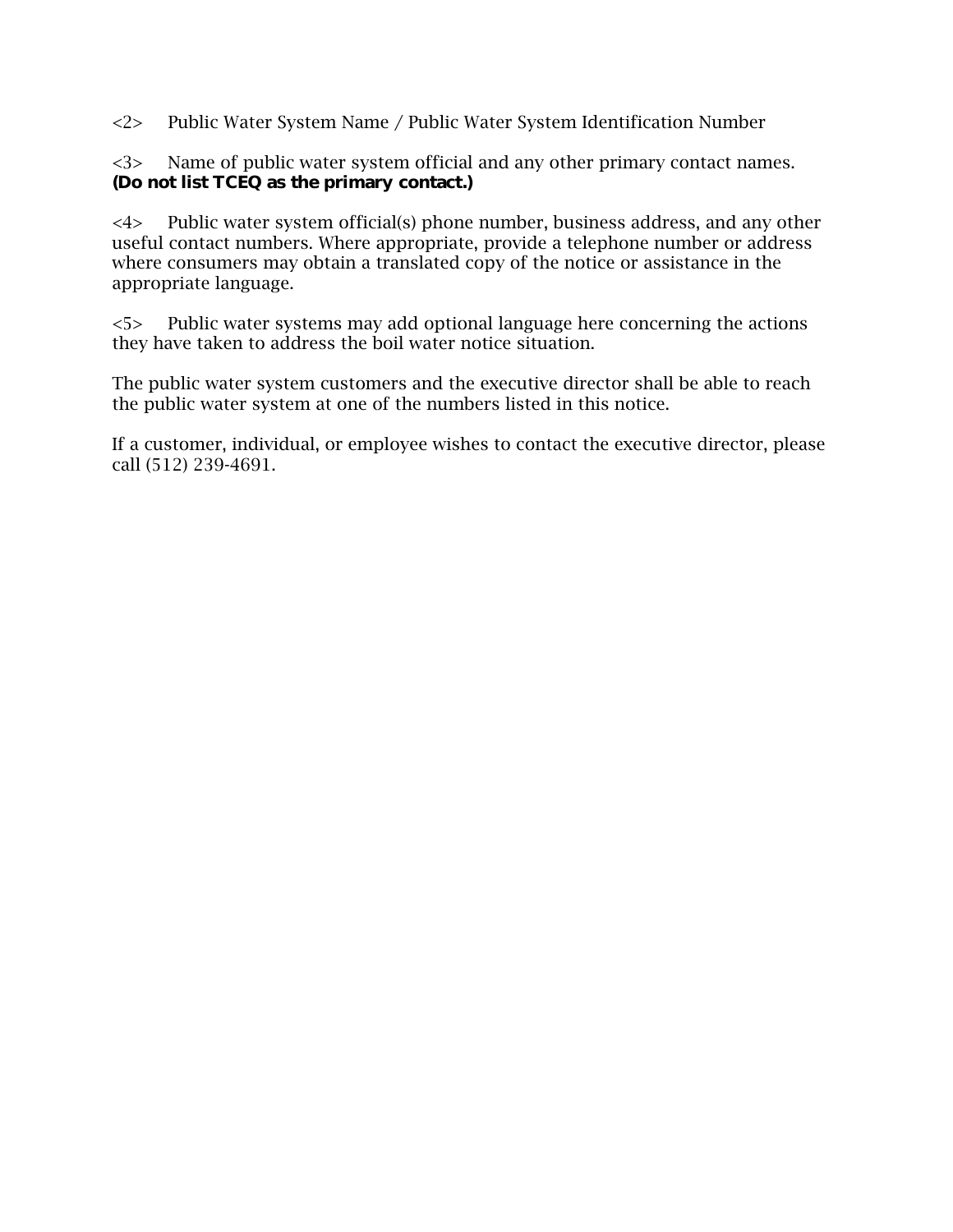<2> Public Water System Name / Public Water System Identification Number

<3> Name of public water system official and any other primary contact names.
**(Do not list TCEQ as the primary contact.)**

<4> Public water system official(s) phone number, business address, and any other useful contact numbers. Where appropriate, provide a telephone number or address where consumers may obtain a translated copy of the notice or assistance in the appropriate language.

<5> Public water systems may add optional language here concerning the actions they have taken to address the boil water notice situation.

The public water system customers and the executive director shall be able to reach the public water system at one of the numbers listed in this notice.

If a customer, individual, or employee wishes to contact the executive director, please call (512) 239-4691.